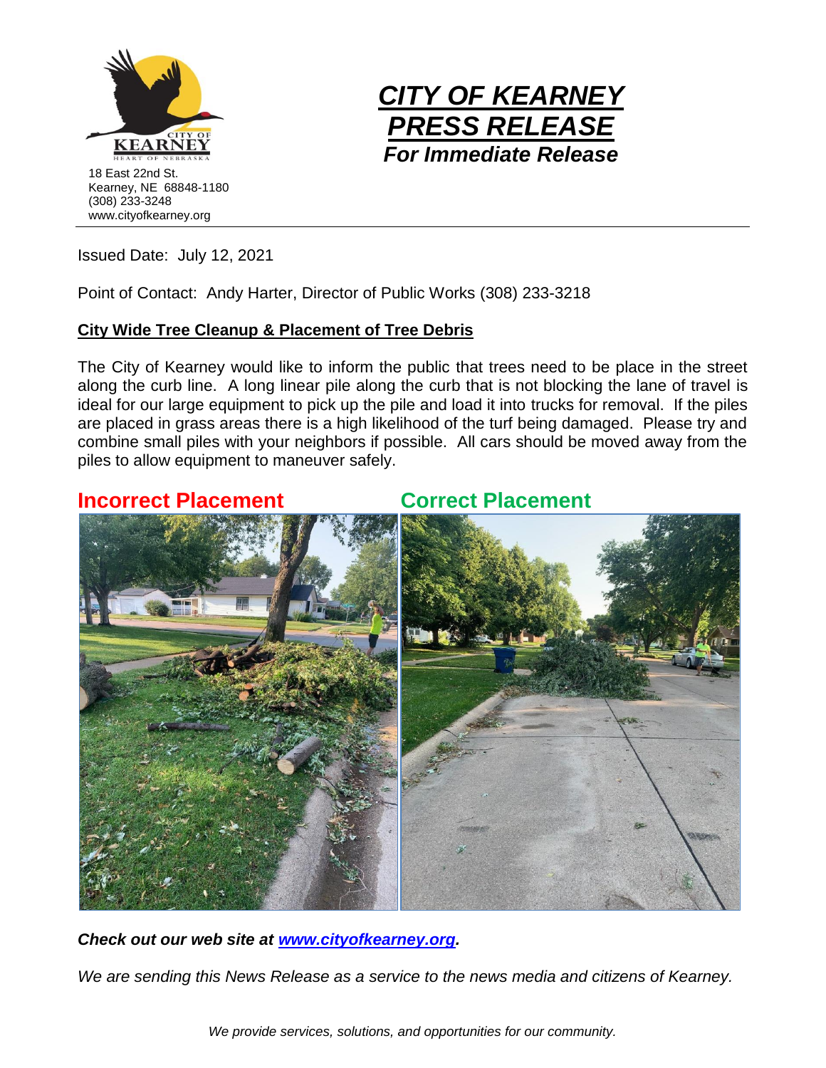18 East 22nd St.
Kearney, NE 68848-1180
(308) 233-3248
www.cityofkearney.org

# *CITY OF KEARNEY PRESS RELEASE*

***For Immediate Release***

Issued Date: July 12, 2021

Point of Contact: Andy Harter, Director of Public Works (308) 233-3218

## City Wide Tree Cleanup & Placement of Tree Debris

The City of Kearney would like to inform the public that trees need to be place in the street along the curb line. A long linear pile along the curb that is not blocking the lane of travel is ideal for our large equipment to pick up the pile and load it into trucks for removal. If the piles are placed in grass areas there is a high likelihood of the turf being damaged. Please try and combine small piles with your neighbors if possible. All cars should be moved away from the piles to allow equipment to maneuver safely.

**Incorrect Placement** **Correct Placement**

***Check out our web site at [www.cityofkearney.org](http://www.cityofkearney.org).***

*We are sending this News Release as a service to the news media and citizens of Kearney.*

*We provide services, solutions, and opportunities for our community.*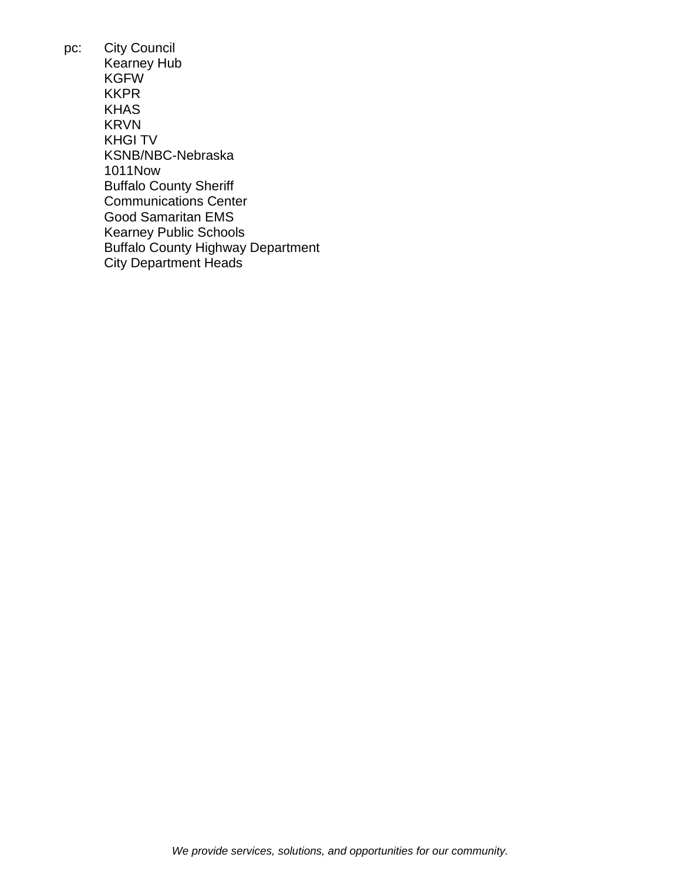pc: City Council
Kearney Hub
KGFW
KKPR
KHAS
KRVN
KHGI TV
KSNB/NBC-Nebraska
1011Now
Buffalo County Sheriff
Communications Center
Good Samaritan EMS
Kearney Public Schools
Buffalo County Highway Department
City Department Heads